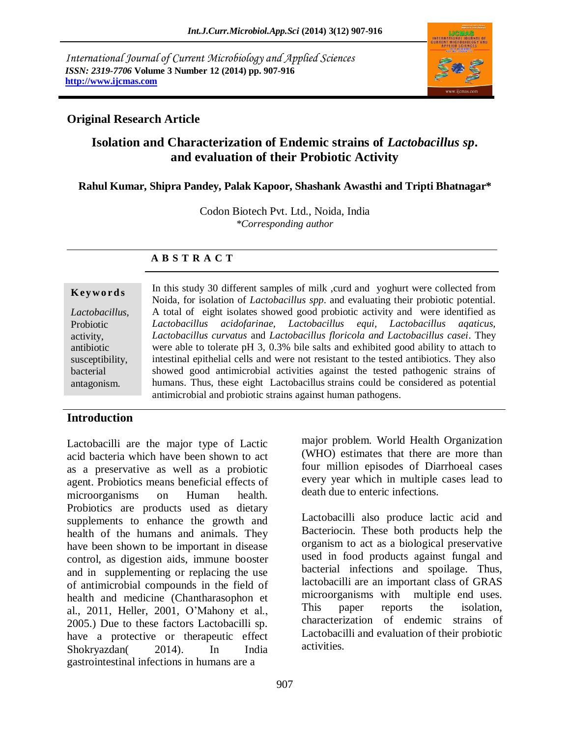International Journal of Current Microbiology and Applied Sciences
*ISSN: 2319-7706* **Volume 3 Number 12 (2014) pp. 907-916**
**http://www.ijcmas.com**

**Original Research Article**

# Isolation and Characterization of Endemic strains of *Lactobacillus sp*. and evaluation of their Probiotic Activity

**Rahul Kumar, Shipra Pandey, Palak Kapoor, Shashank Awasthi and Tripti Bhatnagar***

Codon Biotech Pvt. Ltd., Noida, India
*\*Corresponding author*

**A B S T R A C T**

**Keywords**

*Lactobacillus,* Probiotic activity, antibiotic susceptibility, bacterial antagonism.

In this study 30 different samples of milk ,curd and yoghurt were collected from Noida, for isolation of *Lactobacillus spp*. and evaluating their probiotic potential. A total of eight isolates showed good probiotic activity and were identified as *Lactobacillus acidofarinae, Lactobacillus equi, Lactobacillus aqaticus, Lactobacillus curvatus* and *Lactobacillus floricola and Lactobacillus casei*. They were able to tolerate pH 3, 0.3% bile salts and exhibited good ability to attach to intestinal epithelial cells and were not resistant to the tested antibiotics. They also showed good antimicrobial activities against the tested pathogenic strains of humans. Thus, these eight Lactobacillus strains could be considered as potential antimicrobial and probiotic strains against human pathogens.

## Introduction

Lactobacilli are the major type of Lactic acid bacteria which have been shown to act as a preservative as well as a probiotic agent. Probiotics means beneficial effects of microorganisms on Human health. Probiotics are products used as dietary supplements to enhance the growth and health of the humans and animals. They have been shown to be important in disease control, as digestion aids, immune booster and in supplementing or replacing the use of antimicrobial compounds in the field of health and medicine (Chantharasophon et al., 2011, Heller, 2001, O'Mahony et al., 2005.) Due to these factors Lactobacilli sp. have a protective or therapeutic effect Shokryazdan( 2014). In India gastrointestinal infections in humans are a major problem. World Health Organization (WHO) estimates that there are more than four million episodes of Diarrhoeal cases every year which in multiple cases lead to death due to enteric infections.

Lactobacilli also produce lactic acid and Bacteriocin. These both products help the organism to act as a biological preservative used in food products against fungal and bacterial infections and spoilage. Thus, lactobacilli are an important class of GRAS microorganisms with multiple end uses. This paper reports the isolation, characterization of endemic strains of Lactobacilli and evaluation of their probiotic activities.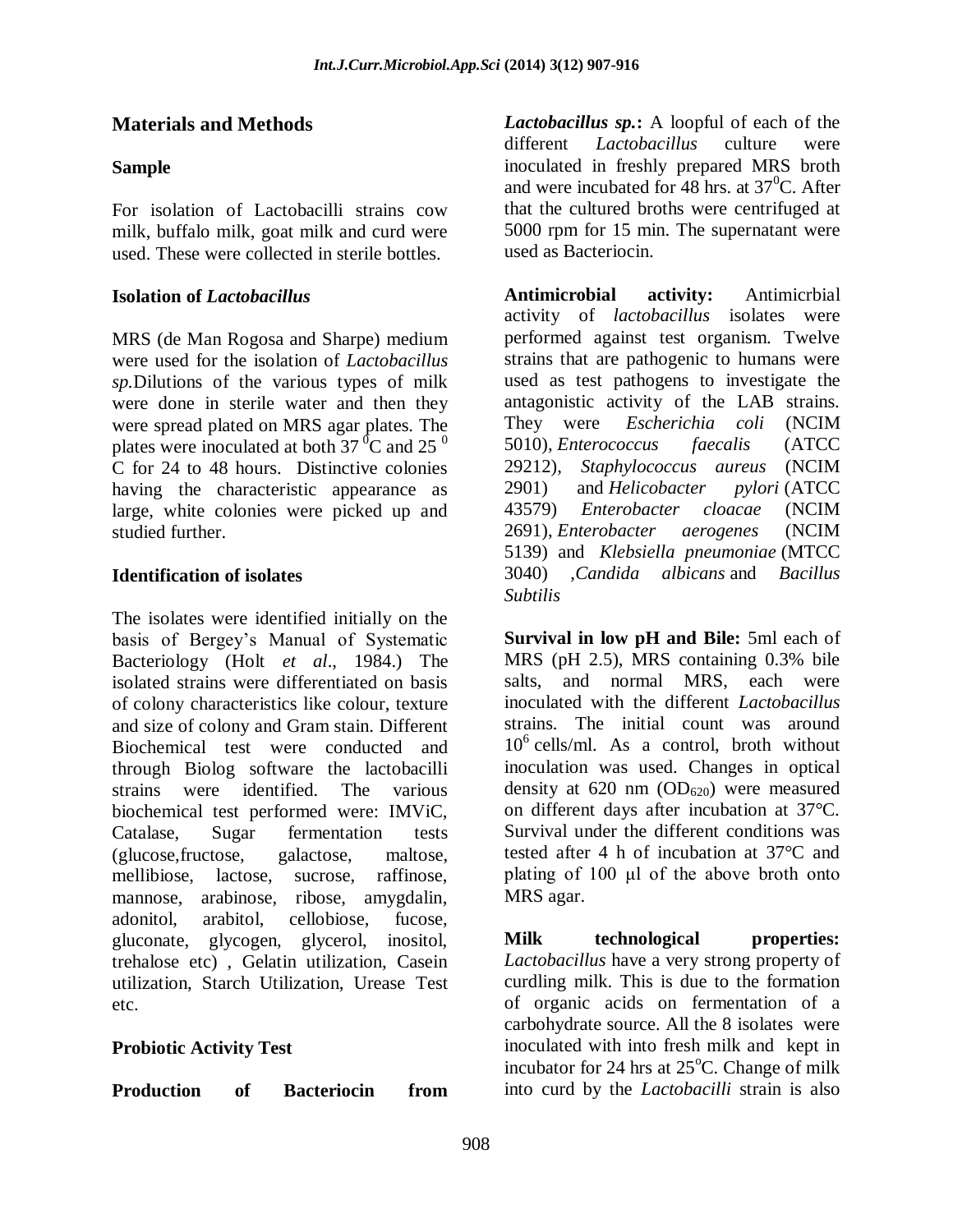## Materials and Methods

### Sample

For isolation of Lactobacilli strains cow milk, buffalo milk, goat milk and curd were used. These were collected in sterile bottles.

### Isolation of *Lactobacillus*

MRS (de Man Rogosa and Sharpe) medium were used for the isolation of *Lactobacillus sp.*Dilutions of the various types of milk were done in sterile water and then they were spread plated on MRS agar plates. The plates were inoculated at both 37 $^0$C and 25 $^0$ C for 24 to 48 hours. Distinctive colonies having the characteristic appearance as large, white colonies were picked up and studied further.

### Identification of isolates

The isolates were identified initially on the basis of Bergey's Manual of Systematic Bacteriology (Holt *et al*., 1984.) The isolated strains were differentiated on basis of colony characteristics like colour, texture and size of colony and Gram stain. Different Biochemical test were conducted and through Biolog software the lactobacilli strains were identified. The various biochemical test performed were: IMViC, Catalase, Sugar fermentation tests (glucose,fructose, galactose, maltose, mellibiose, lactose, sucrose, raffinose, mannose, arabinose, ribose, amygdalin, adonitol, arabitol, cellobiose, fucose, gluconate, glycogen, glycerol, inositol, trehalose etc) , Gelatin utilization, Casein utilization, Starch Utilization, Urease Test etc.

### Probiotic Activity Test

**Production of Bacteriocin from *Lactobacillus sp.*:** A loopful of each of the different *Lactobacillus* culture were inoculated in freshly prepared MRS broth and were incubated for 48 hrs. at 37$^0$C. After that the cultured broths were centrifuged at 5000 rpm for 15 min. The supernatant were used as Bacteriocin.

**Antimicrobial activity:** Antimicrbial activity of *lactobacillus* isolates were performed against test organism. Twelve strains that are pathogenic to humans were used as test pathogens to investigate the antagonistic activity of the LAB strains. They were *Escherichia coli* (NCIM 5010), *Enterococcus faecalis* (ATCC 29212), *Staphylococcus aureus* (NCIM 2901) and *Helicobacter pylori* (ATCC 43579) *Enterobacter cloacae* (NCIM 2691), *Enterobacter aerogenes* (NCIM 5139) and *Klebsiella pneumoniae* (MTCC 3040) ,*Candida albicans* and *Bacillus Subtilis*

**Survival in low pH and Bile:** 5ml each of MRS (pH 2.5), MRS containing 0.3% bile salts, and normal MRS, each were inoculated with the different *Lactobacillus* strains. The initial count was around $10^6$ cells/ml. As a control, broth without inoculation was used. Changes in optical density at 620 nm ($OD_{620}$) were measured on different days after incubation at 37°C. Survival under the different conditions was tested after 4 h of incubation at 37°C and plating of 100 μl of the above broth onto MRS agar.

**Milk technological properties:** *Lactobacillus* have a very strong property of curdling milk. This is due to the formation of organic acids on fermentation of a carbohydrate source. All the 8 isolates were inoculated with into fresh milk and kept in incubator for 24 hrs at 25$^o$C. Change of milk into curd by the *Lactobacilli* strain is also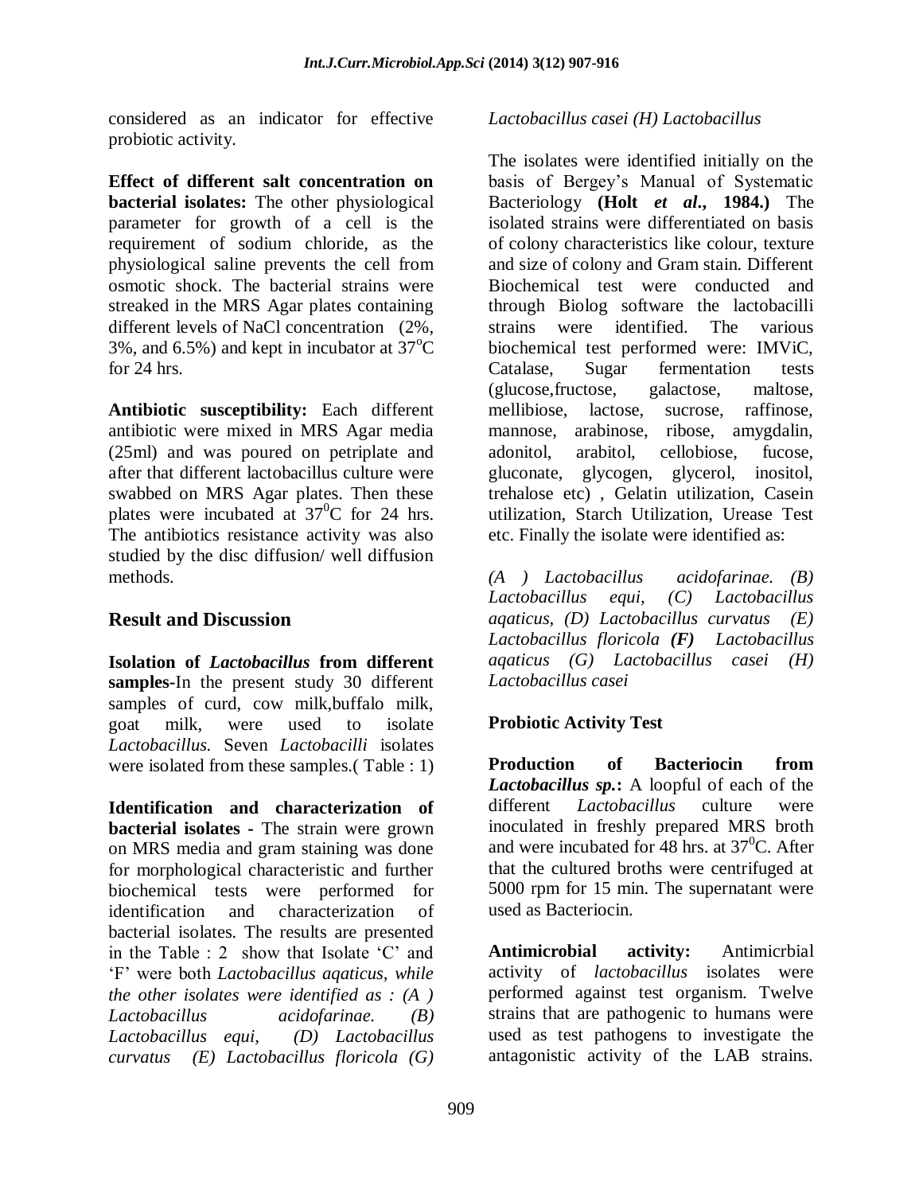considered as an indicator for effective probiotic activity.

**Effect of different salt concentration on bacterial isolates:** The other physiological parameter for growth of a cell is the requirement of sodium chloride, as the physiological saline prevents the cell from osmotic shock. The bacterial strains were streaked in the MRS Agar plates containing different levels of NaCl concentration (2%, 3%, and 6.5%) and kept in incubator at $37^oC$ for 24 hrs.

**Antibiotic susceptibility:** Each different antibiotic were mixed in MRS Agar media (25ml) and was poured on petriplate and after that different lactobacillus culture were swabbed on MRS Agar plates. Then these plates were incubated at $37^0C$ for 24 hrs. The antibiotics resistance activity was also studied by the disc diffusion/ well diffusion methods.

## Result and Discussion

**Isolation of *Lactobacillus* from different samples-**In the present study 30 different samples of curd, cow milk,buffalo milk, goat milk, were used to isolate *Lactobacillus.* Seven *Lactobacilli* isolates were isolated from these samples.( Table : 1)

**Identification and characterization of bacterial isolates -** The strain were grown on MRS media and gram staining was done for morphological characteristic and further biochemical tests were performed for identification and characterization of bacterial isolates. The results are presented in the Table : 2 show that Isolate 'C' and 'F' were both *Lactobacillus aqaticus, while the other isolates were identified as : (A ) Lactobacillus acidofarinae. (B) Lactobacillus equi, (D) Lactobacillus curvatus (E) Lactobacillus floricola (G) Lactobacillus casei (H) Lactobacillus*

The isolates were identified initially on the basis of Bergey's Manual of Systematic Bacteriology **(Holt *et al*., 1984.)** The isolated strains were differentiated on basis of colony characteristics like colour, texture and size of colony and Gram stain. Different Biochemical test were conducted and through Biolog software the lactobacilli strains were identified. The various biochemical test performed were: IMViC, Catalase, Sugar fermentation tests (glucose,fructose, galactose, maltose, mellibiose, lactose, sucrose, raffinose, mannose, arabinose, ribose, amygdalin, adonitol, arabitol, cellobiose, fucose, gluconate, glycogen, glycerol, inositol, trehalose etc) , Gelatin utilization, Casein utilization, Starch Utilization, Urease Test etc. Finally the isolate were identified as:

*(A ) Lactobacillus acidofarinae. (B) Lactobacillus equi, (C) Lactobacillus aqaticus, (D) Lactobacillus curvatus (E) Lactobacillus floricola* ***(F)*** *Lactobacillus aqaticus (G) Lactobacillus casei (H) Lactobacillus casei*

### Probiotic Activity Test

**Production of Bacteriocin from *Lactobacillus sp.*:** A loopful of each of the different *Lactobacillus* culture were inoculated in freshly prepared MRS broth and were incubated for 48 hrs. at $37^0C$. After that the cultured broths were centrifuged at 5000 rpm for 15 min. The supernatant were used as Bacteriocin.

**Antimicrobial activity:** Antimicrbial activity of *lactobacillus* isolates were performed against test organism. Twelve strains that are pathogenic to humans were used as test pathogens to investigate the antagonistic activity of the LAB strains.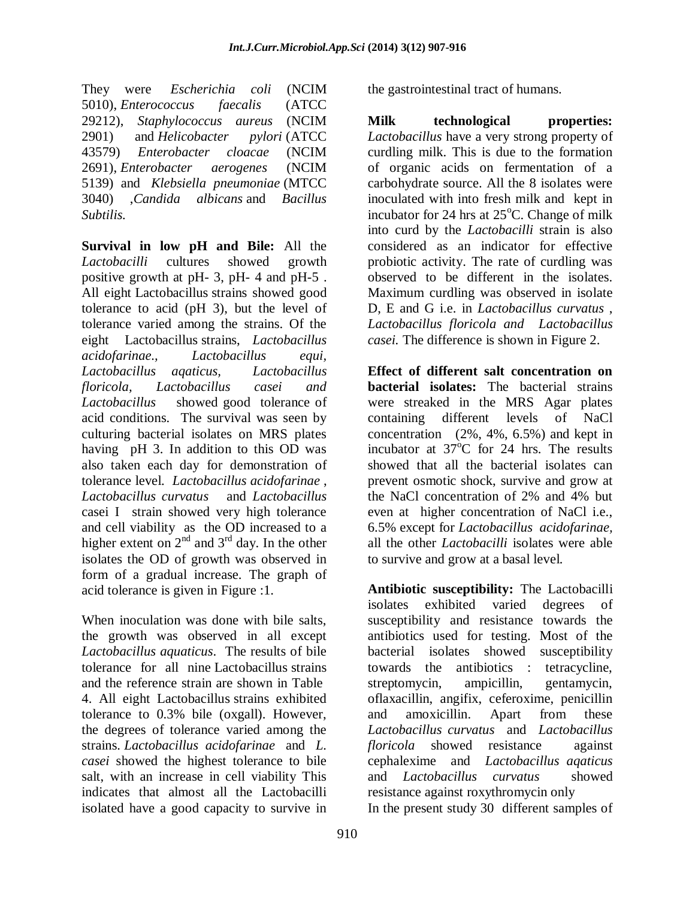They were *Escherichia coli* (NCIM 5010), *Enterococcus faecalis* (ATCC 29212), *Staphylococcus aureus* (NCIM 2901) and *Helicobacter pylori* (ATCC 43579) *Enterobacter cloacae* (NCIM 2691), *Enterobacter aerogenes* (NCIM 5139) and *Klebsiella pneumoniae* (MTCC 3040) ,*Candida albicans* and *Bacillus Subtilis.*

**Survival in low pH and Bile:** All the *Lactobacilli* cultures showed growth positive growth at pH- 3, pH- 4 and pH-5 . All eight Lactobacillus strains showed good tolerance to acid (pH 3), but the level of tolerance varied among the strains. Of the eight Lactobacillus strains, *Lactobacillus acidofarinae., Lactobacillus equi, Lactobacillus aqaticus, Lactobacillus floricola, Lactobacillus casei and Lactobacillus* showed good tolerance of acid conditions. The survival was seen by culturing bacterial isolates on MRS plates having pH 3. In addition to this OD was also taken each day for demonstration of tolerance level. *Lactobacillus acidofarinae* , *Lactobacillus curvatus* and *Lactobacillus* casei I strain showed very high tolerance and cell viability as the OD increased to a higher extent on 2nd and 3rd day. In the other isolates the OD of growth was observed in form of a gradual increase. The graph of acid tolerance is given in Figure :1.

When inoculation was done with bile salts, the growth was observed in all except *Lactobacillus aquaticus*. The results of bile tolerance for all nine Lactobacillus strains and the reference strain are shown in Table 4. All eight Lactobacillus strains exhibited tolerance to 0.3% bile (oxgall). However, the degrees of tolerance varied among the strains. *Lactobacillus acidofarinae* and *L. casei* showed the highest tolerance to bile salt, with an increase in cell viability This indicates that almost all the Lactobacilli isolated have a good capacity to survive in the gastrointestinal tract of humans.

**Milk technological properties:** *Lactobacillus* have a very strong property of curdling milk. This is due to the formation of organic acids on fermentation of a carbohydrate source. All the 8 isolates were inoculated with into fresh milk and kept in incubator for 24 hrs at 25°C. Change of milk into curd by the *Lactobacilli* strain is also considered as an indicator for effective probiotic activity. The rate of curdling was observed to be different in the isolates. Maximum curdling was observed in isolate D, E and G i.e. in *Lactobacillus curvatus* , *Lactobacillus floricola and Lactobacillus casei.* The difference is shown in Figure 2.

**Effect of different salt concentration on bacterial isolates:** The bacterial strains were streaked in the MRS Agar plates containing different levels of NaCl concentration (2%, 4%, 6.5%) and kept in incubator at 37°C for 24 hrs. The results showed that all the bacterial isolates can prevent osmotic shock, survive and grow at the NaCl concentration of 2% and 4% but even at higher concentration of NaCl i.e., 6.5% except for *Lactobacillus acidofarinae,* all the other *Lactobacilli* isolates were able to survive and grow at a basal level.

**Antibiotic susceptibility:** The Lactobacilli isolates exhibited varied degrees of susceptibility and resistance towards the antibiotics used for testing. Most of the bacterial isolates showed susceptibility towards the antibiotics : tetracycline, streptomycin, ampicillin, gentamycin, oflaxacillin, angifix, ceferoxime, penicillin and amoxicillin. Apart from these *Lactobacillus curvatus* and *Lactobacillus floricola* showed resistance against cephalexime and *Lactobacillus aqaticus* and *Lactobacillus curvatus* showed resistance against roxythromycin only

In the present study 30 different samples of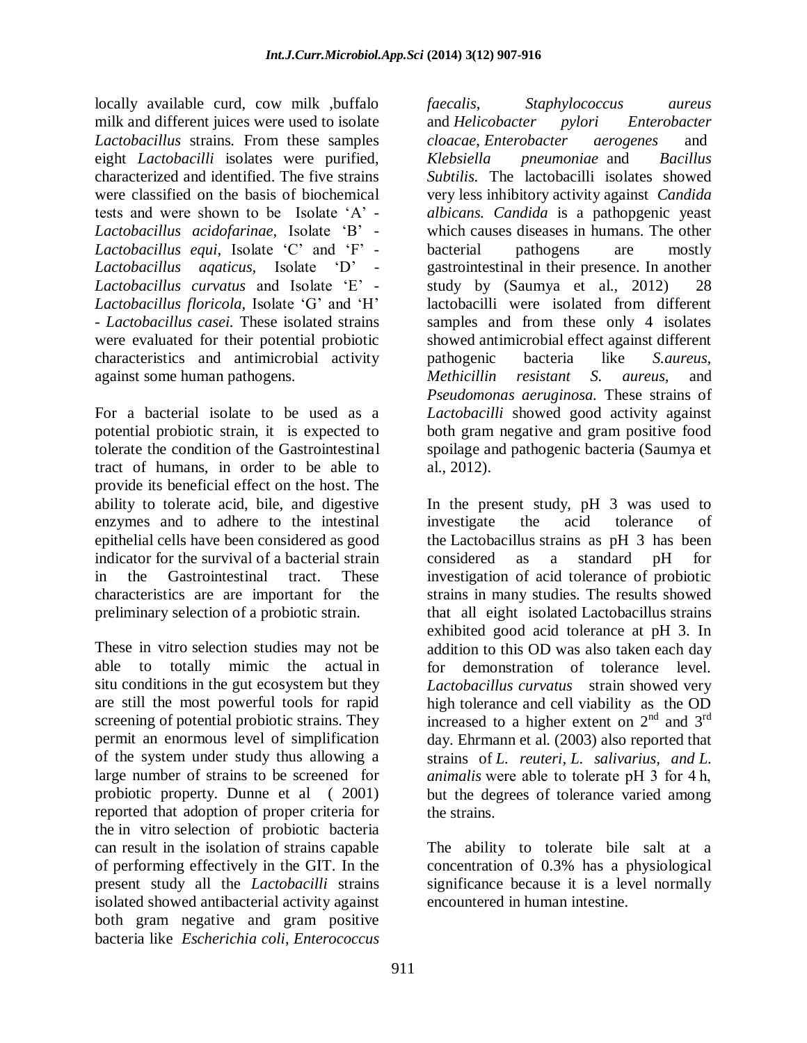locally available curd, cow milk ,buffalo milk and different juices were used to isolate *Lactobacillus* strains. From these samples eight *Lactobacilli* isolates were purified, characterized and identified. The five strains were classified on the basis of biochemical tests and were shown to be Isolate 'A' - *Lactobacillus acidofarinae,* Isolate 'B' - *Lactobacillus equi,* Isolate 'C' and 'F' - *Lactobacillus aqaticus,* Isolate 'D' - *Lactobacillus curvatus* and Isolate 'E' - *Lactobacillus floricola,* Isolate 'G' and 'H' - *Lactobacillus casei.* These isolated strains were evaluated for their potential probiotic characteristics and antimicrobial activity against some human pathogens.

For a bacterial isolate to be used as a potential probiotic strain, it is expected to tolerate the condition of the Gastrointestinal tract of humans, in order to be able to provide its beneficial effect on the host. The ability to tolerate acid, bile, and digestive enzymes and to adhere to the intestinal epithelial cells have been considered as good indicator for the survival of a bacterial strain in the Gastrointestinal tract. These characteristics are are important for the preliminary selection of a probiotic strain.

These in vitro selection studies may not be able to totally mimic the actual in situ conditions in the gut ecosystem but they are still the most powerful tools for rapid screening of potential probiotic strains. They permit an enormous level of simplification of the system under study thus allowing a large number of strains to be screened for probiotic property. Dunne et al ( 2001) reported that adoption of proper criteria for the in vitro selection of probiotic bacteria can result in the isolation of strains capable of performing effectively in the GIT. In the present study all the *Lactobacilli* strains isolated showed antibacterial activity against both gram negative and gram positive bacteria like *Escherichia coli, Enterococcus faecalis, Staphylococcus aureus* and *Helicobacter pylori Enterobacter cloacae, Enterobacter aerogenes* and *Klebsiella pneumoniae* and *Bacillus Subtilis.* The lactobacilli isolates showed very less inhibitory activity against *Candida albicans. Candida* is a pathopgenic yeast which causes diseases in humans. The other bacterial pathogens are mostly gastrointestinal in their presence. In another study by (Saumya et al., 2012) 28 lactobacilli were isolated from different samples and from these only 4 isolates showed antimicrobial effect against different pathogenic bacteria like *S.aureus, Methicillin resistant S. aureus,* and *Pseudomonas aeruginosa.* These strains of *Lactobacilli* showed good activity against both gram negative and gram positive food spoilage and pathogenic bacteria (Saumya et al., 2012).

In the present study, pH 3 was used to investigate the acid tolerance of the Lactobacillus strains as pH 3 has been considered as a standard pH for investigation of acid tolerance of probiotic strains in many studies. The results showed that all eight isolated Lactobacillus strains exhibited good acid tolerance at pH 3. In addition to this OD was also taken each day for demonstration of tolerance level. *Lactobacillus curvatus* strain showed very high tolerance and cell viability as the OD increased to a higher extent on 2^nd^ and 3^rd^ day. Ehrmann et al. (2003) also reported that strains of *L. reuteri, L. salivarius, and L. animalis* were able to tolerate pH 3 for 4 h, but the degrees of tolerance varied among the strains.

The ability to tolerate bile salt at a concentration of 0.3% has a physiological significance because it is a level normally encountered in human intestine.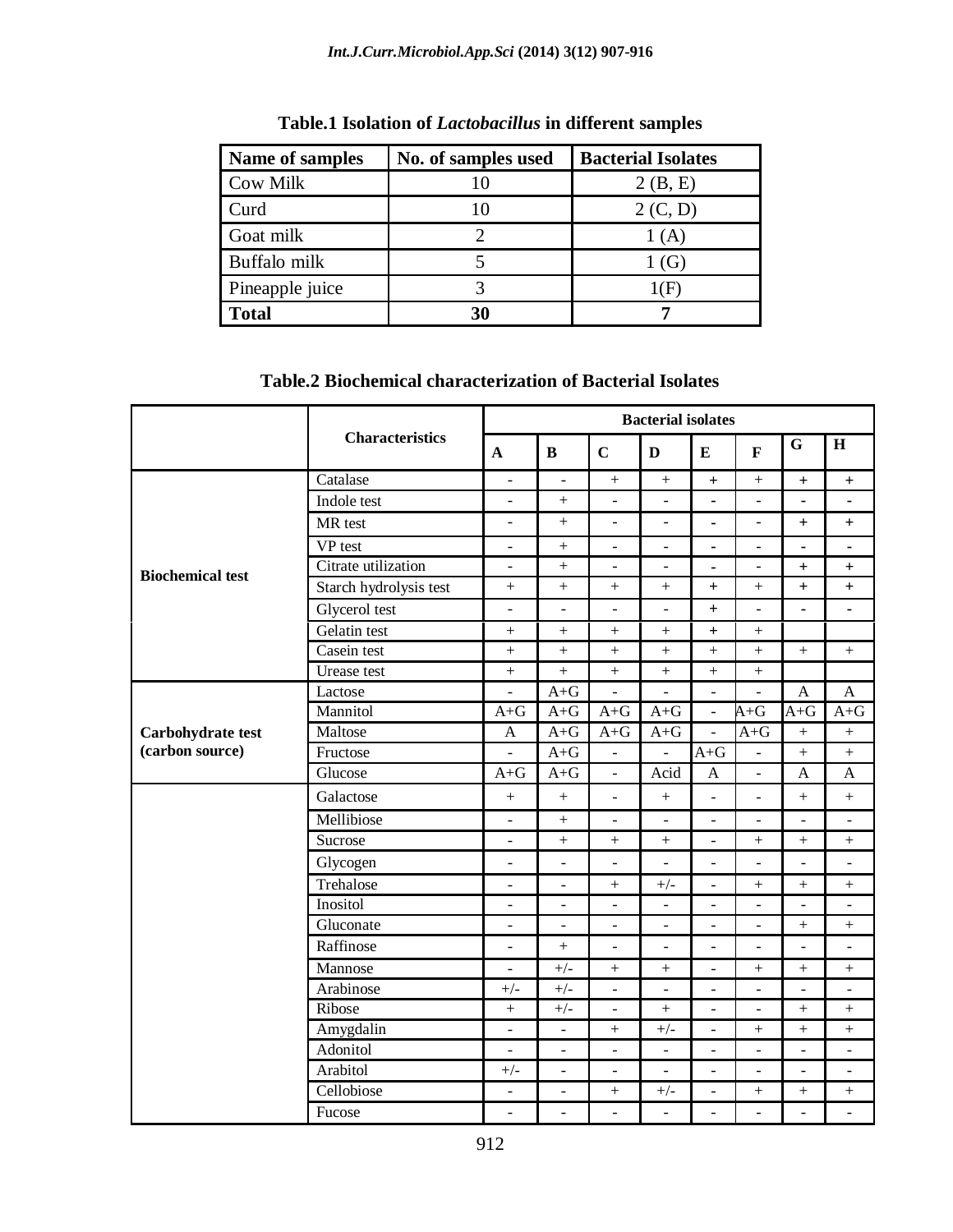**Table.1** Isolation of *Lactobacillus* in different samples

| Name of samples | No. of samples used | Bacterial Isolates |
|---|---|---|
| Cow Milk | 10 | 2 (B, E) |
| Curd | 10 | 2 (C, D) |
| Goat milk | 2 | 1 (A) |
| Buffalo milk | 5 | 1 (G) |
| Pineapple juice | 3 | 1(F) |
| **Total** | **30** | **7** |

**Table.2** Biochemical characterization of Bacterial Isolates

| | Characteristics | Bacterial isolates | | | | | | | |
|---|---|---|---|---|---|---|---|---|---|
| | | A | B | C | D | E | F | G | H |
| **Biochemical test** | Catalase | - | - | + | + | + | + | + | + |
| | Indole test | - | + | - | - | - | - | - | - |
| | MR test | - | + | - | - | - | - | + | + |
| | VP test | - | + | - | - | - | - | - | - |
| | Citrate utilization | - | + | - | - | - | - | + | + |
| | Starch hydrolysis test | + | + | + | + | + | + | + | + |
| | Glycerol test | - | - | - | - | + | - | - | - |
| | Gelatin test | + | + | + | + | + | + | | |
| | Casein test | + | + | + | + | + | + | + | + |
| | Urease test | + | + | + | + | + | + | | |
| **Carbohydrate test (carbon source)** | Lactose | - | A+G | - | - | - | - | A | A |
| | Mannitol | A+G | A+G | A+G | A+G | - | A+G | A+G | A+G |
| | Maltose | A | A+G | A+G | A+G | - | A+G | + | + |
| | Fructose | - | A+G | - | - | A+G | - | + | + |
| | Glucose | A+G | A+G | - | Acid | A | - | A | A |
| | Galactose | + | + | - | + | - | - | + | + |
| | Mellibiose | - | + | - | - | - | - | - | - |
| | Sucrose | - | + | + | + | - | + | + | + |
| | Glycogen | - | - | - | - | - | - | - | - |
| | Trehalose | - | - | + | +/- | - | + | + | + |
| | Inositol | - | - | - | - | - | - | - | - |
| | Gluconate | - | - | - | - | - | - | + | + |
| | Raffinose | - | + | - | - | - | - | - | - |
| | Mannose | - | +/- | + | + | - | + | + | + |
| | Arabinose | +/- | +/- | - | - | - | - | - | - |
| | Ribose | + | +/- | - | + | - | - | + | + |
| | Amygdalin | - | - | + | +/- | - | + | + | + |
| | Adonitol | - | - | - | - | - | - | - | - |
| | Arabitol | +/- | - | - | - | - | - | - | - |
| | Cellobiose | - | - | + | +/- | - | + | + | + |
| | Fucose | - | - | - | - | - | - | - | - |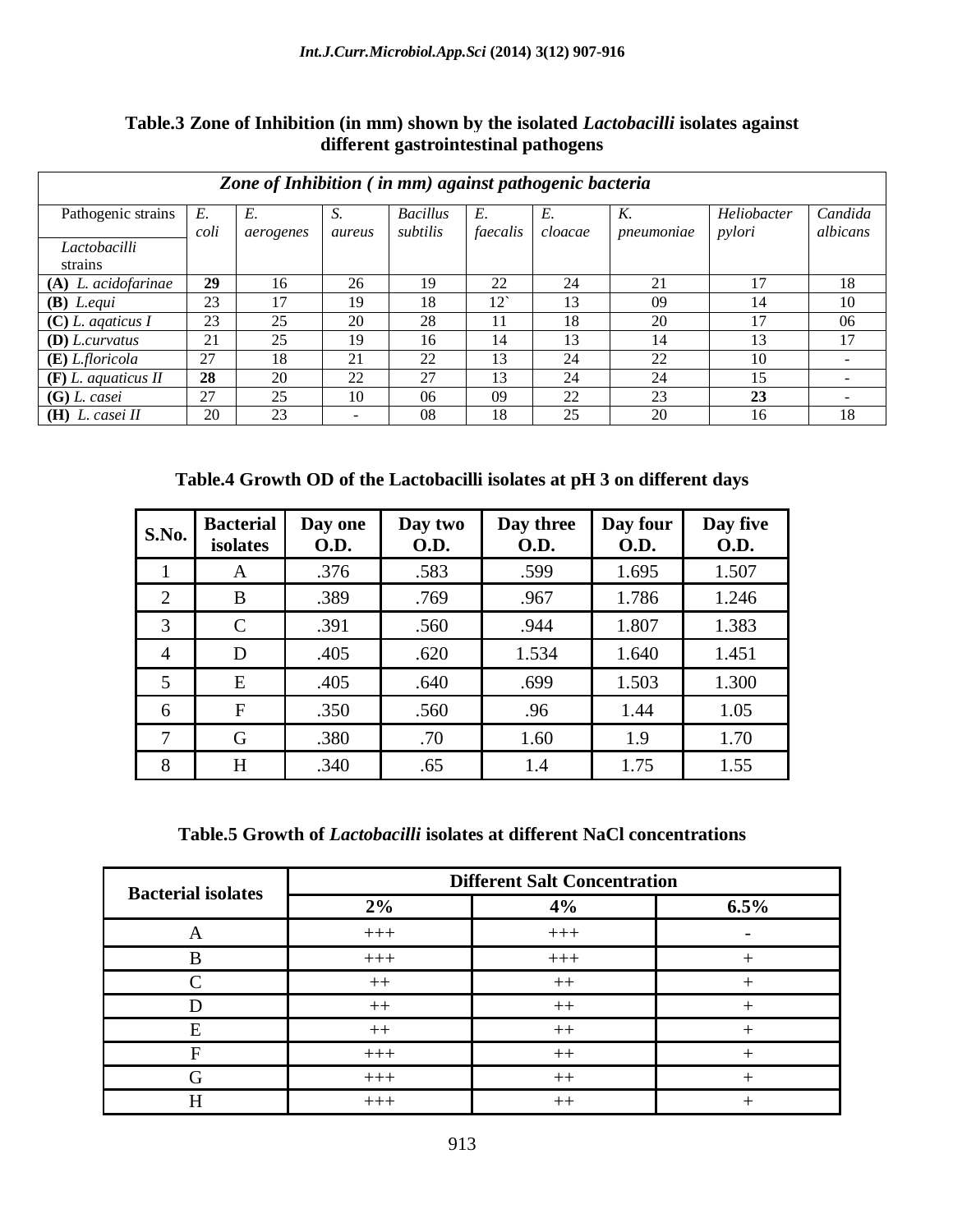**Table.3** Zone of Inhibition (in mm) shown by the isolated *Lactobacilli* isolates against different gastrointestinal pathogens

| *Zone of Inhibition ( in mm) against pathogenic bacteria* | | | | | | | | | |
|---|---|---|---|---|---|---|---|---|---|
| Pathogenic strains / *Lactobacilli* strains | *E. coli* | *E. aerogenes* | *S. aureus* | *Bacillus subtilis* | *E. faecalis* | *E. cloacae* | *K. pneumoniae* | *Heliobacter pylori* | *Candida albicans* |
| **(A)** *L. acidofarinae* | **29** | 16 | 26 | 19 | 22 | 24 | 21 | 17 | 18 |
| **(B)** *L.equi* | 23 | 17 | 19 | 18 | 12` | 13 | 09 | 14 | 10 |
| **(C)** *L. aqaticus I* | 23 | 25 | 20 | 28 | 11 | 18 | 20 | 17 | 06 |
| **(D)** *L.curvatus* | 21 | 25 | 19 | 16 | 14 | 13 | 14 | 13 | 17 |
| **(E)** *L.floricola* | 27 | 18 | 21 | 22 | 13 | 24 | 22 | 10 | - |
| **(F)** *L. aquaticus II* | **28** | 20 | 22 | 27 | 13 | 24 | 24 | 15 | - |
| **(G)** *L. casei* | 27 | 25 | 10 | 06 | 09 | 22 | 23 | **23** | - |
| **(H)** *L. casei II* | 20 | 23 | - | 08 | 18 | 25 | 20 | 16 | 18 |

**Table.4** Growth OD of the Lactobacilli isolates at pH 3 on different days

| S.No. | Bacterial isolates | Day one O.D. | Day two O.D. | Day three O.D. | Day four O.D. | Day five O.D. |
|---|---|---|---|---|---|---|
| 1 | A | .376 | .583 | .599 | 1.695 | 1.507 |
| 2 | B | .389 | .769 | .967 | 1.786 | 1.246 |
| 3 | C | .391 | .560 | .944 | 1.807 | 1.383 |
| 4 | D | .405 | .620 | 1.534 | 1.640 | 1.451 |
| 5 | E | .405 | .640 | .699 | 1.503 | 1.300 |
| 6 | F | .350 | .560 | .96 | 1.44 | 1.05 |
| 7 | G | .380 | .70 | 1.60 | 1.9 | 1.70 |
| 8 | H | .340 | .65 | 1.4 | 1.75 | 1.55 |

**Table.5** Growth of *Lactobacilli* isolates at different NaCl concentrations

| Bacterial isolates | Different Salt Concentration | | |
|---|---|---|---|
| | 2% | 4% | 6.5% |
| A | +++ | +++ | - |
| B | +++ | +++ | + |
| C | ++ | ++ | + |
| D | ++ | ++ | + |
| E | ++ | ++ | + |
| F | +++ | ++ | + |
| G | +++ | ++ | + |
| H | +++ | ++ | + |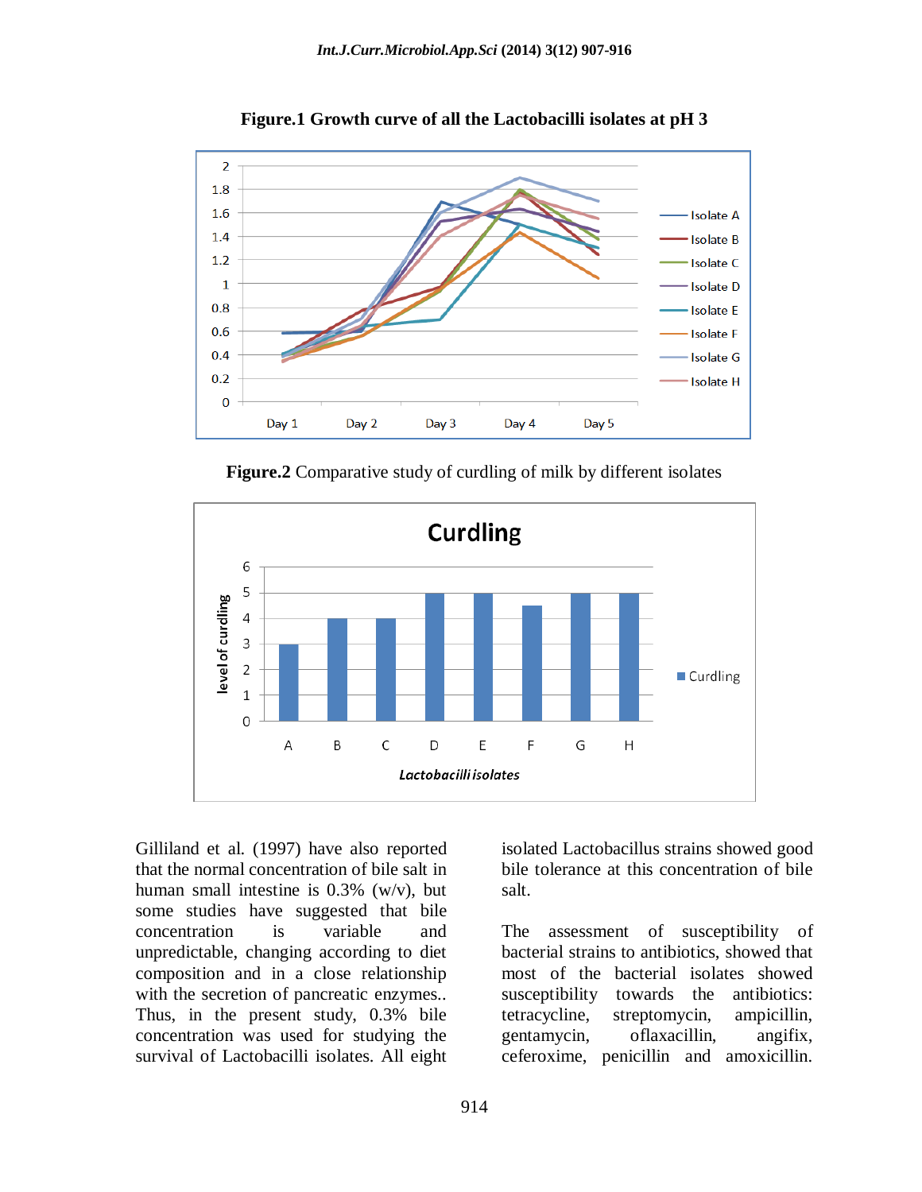**Figure.1 Growth curve of all the Lactobacilli isolates at pH 3**

**Figure.2** Comparative study of curdling of milk by different isolates

Gilliland et al. (1997) have also reported that the normal concentration of bile salt in human small intestine is 0.3% (w/v), but some studies have suggested that bile concentration is variable and unpredictable, changing according to diet composition and in a close relationship with the secretion of pancreatic enzymes.. Thus, in the present study, 0.3% bile concentration was used for studying the survival of Lactobacilli isolates. All eight isolated Lactobacillus strains showed good bile tolerance at this concentration of bile salt.

The assessment of susceptibility of bacterial strains to antibiotics, showed that most of the bacterial isolates showed susceptibility towards the antibiotics: tetracycline, streptomycin, ampicillin, gentamycin, oflaxacillin, angifix, ceferoxime, penicillin and amoxicillin.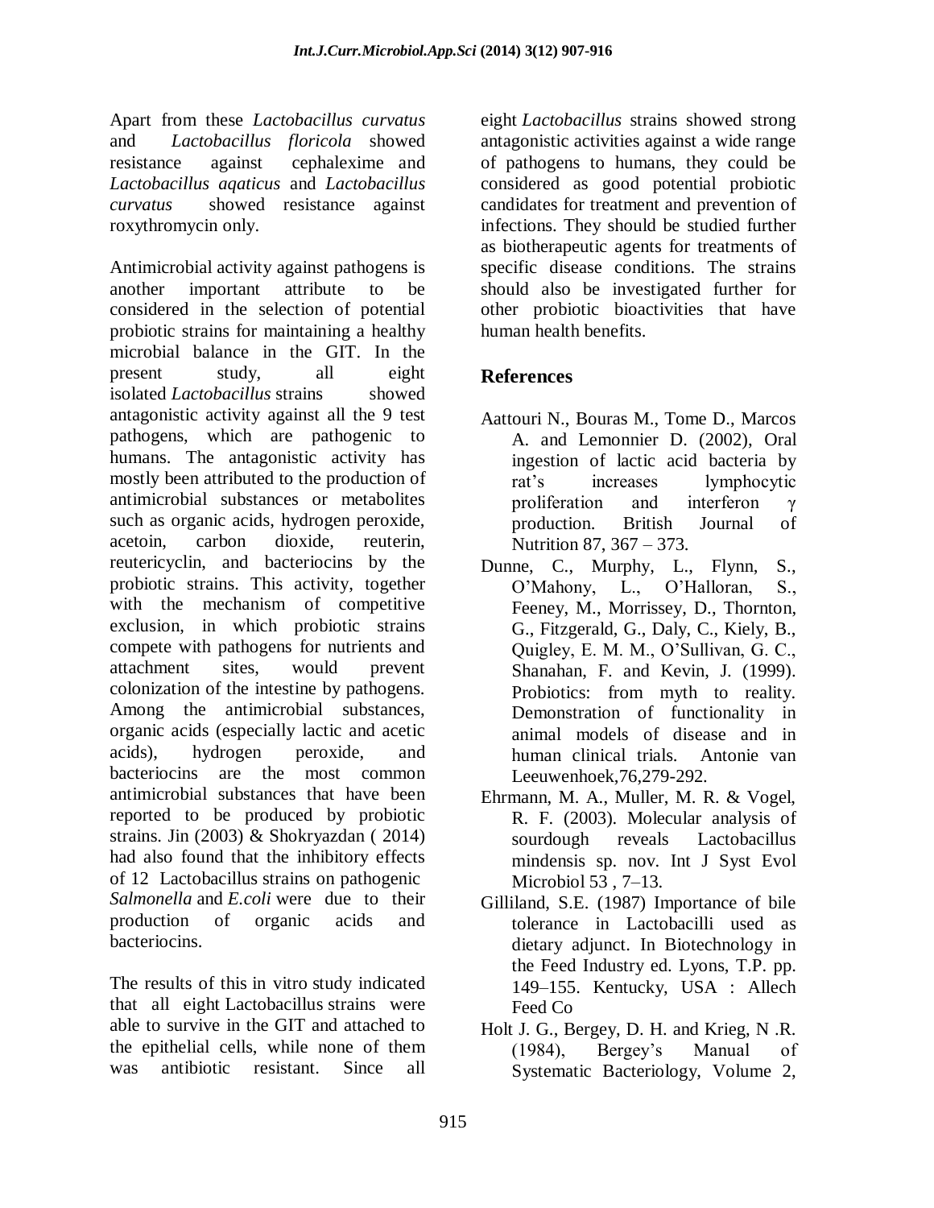Apart from these *Lactobacillus curvatus* and *Lactobacillus floricola* showed resistance against cephalexime and *Lactobacillus aqaticus* and *Lactobacillus curvatus* showed resistance against roxythromycin only.

Antimicrobial activity against pathogens is another important attribute to be considered in the selection of potential probiotic strains for maintaining a healthy microbial balance in the GIT. In the present study, all eight isolated *Lactobacillus* strains showed antagonistic activity against all the 9 test pathogens, which are pathogenic to humans. The antagonistic activity has mostly been attributed to the production of antimicrobial substances or metabolites such as organic acids, hydrogen peroxide, acetoin, carbon dioxide, reuterin, reutericyclin, and bacteriocins by the probiotic strains. This activity, together with the mechanism of competitive exclusion, in which probiotic strains compete with pathogens for nutrients and attachment sites, would prevent colonization of the intestine by pathogens. Among the antimicrobial substances, organic acids (especially lactic and acetic acids), hydrogen peroxide, and bacteriocins are the most common antimicrobial substances that have been reported to be produced by probiotic strains. Jin (2003) & Shokryazdan ( 2014) had also found that the inhibitory effects of 12 Lactobacillus strains on pathogenic *Salmonella* and *E.coli* were due to their production of organic acids and bacteriocins.

The results of this in vitro study indicated that all eight Lactobacillus strains were able to survive in the GIT and attached to the epithelial cells, while none of them was antibiotic resistant. Since all eight *Lactobacillus* strains showed strong antagonistic activities against a wide range of pathogens to humans, they could be considered as good potential probiotic candidates for treatment and prevention of infections. They should be studied further as biotherapeutic agents for treatments of specific disease conditions. The strains should also be investigated further for other probiotic bioactivities that have human health benefits.

## References

Aattouri N., Bouras M., Tome D., Marcos A. and Lemonnier D. (2002), Oral ingestion of lactic acid bacteria by rat's increases lymphocytic proliferation and interferon γ production. British Journal of Nutrition 87, 367 – 373.

Dunne, C., Murphy, L., Flynn, S., O'Mahony, L., O'Halloran, S., Feeney, M., Morrissey, D., Thornton, G., Fitzgerald, G., Daly, C., Kiely, B., Quigley, E. M. M., O'Sullivan, G. C., Shanahan, F. and Kevin, J. (1999). Probiotics: from myth to reality. Demonstration of functionality in animal models of disease and in human clinical trials. Antonie van Leeuwenhoek,76,279-292.

Ehrmann, M. A., Muller, M. R. & Vogel, R. F. (2003). Molecular analysis of sourdough reveals Lactobacillus mindensis sp. nov. Int J Syst Evol Microbiol 53 , 7–13.

Gilliland, S.E. (1987) Importance of bile tolerance in Lactobacilli used as dietary adjunct. In Biotechnology in the Feed Industry ed. Lyons, T.P. pp. 149–155. Kentucky, USA : Allech Feed Co

Holt J. G., Bergey, D. H. and Krieg, N .R. (1984), Bergey's Manual of Systematic Bacteriology, Volume 2,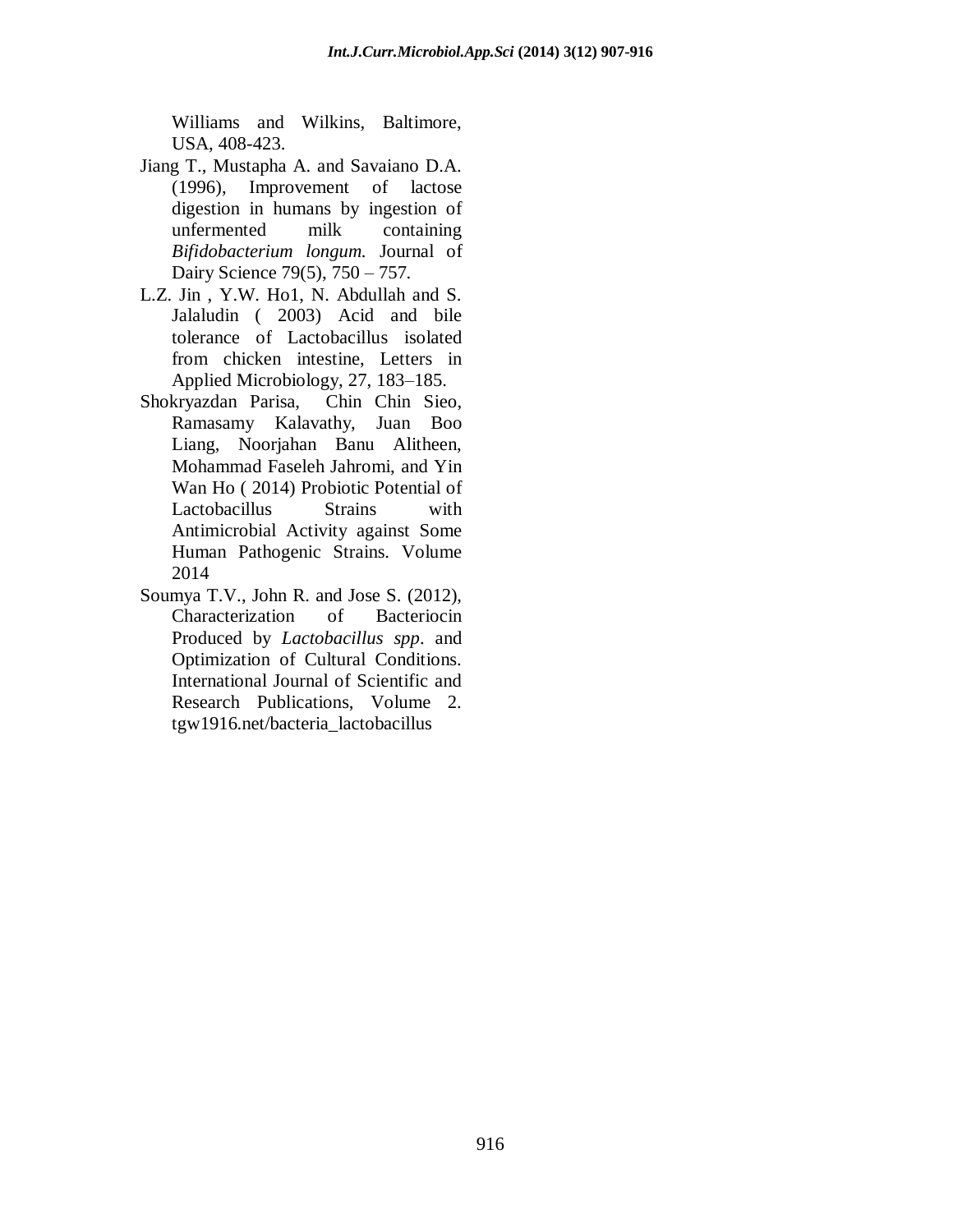Williams and Wilkins, Baltimore, USA, 408-423.

Jiang T., Mustapha A. and Savaiano D.A. (1996), Improvement of lactose digestion in humans by ingestion of unfermented milk containing *Bifidobacterium longum.* Journal of Dairy Science 79(5), 750 – 757.

L.Z. Jin , Y.W. Ho1, N. Abdullah and S. Jalaludin ( 2003) Acid and bile tolerance of Lactobacillus isolated from chicken intestine, Letters in Applied Microbiology, 27, 183–185.

Shokryazdan Parisa, Chin Chin Sieo, Ramasamy Kalavathy, Juan Boo Liang, Noorjahan Banu Alitheen, Mohammad Faseleh Jahromi, and Yin Wan Ho ( 2014) Probiotic Potential of Lactobacillus Strains with Antimicrobial Activity against Some Human Pathogenic Strains. Volume 2014

Soumya T.V., John R. and Jose S. (2012), Characterization of Bacteriocin Produced by *Lactobacillus spp*. and Optimization of Cultural Conditions. International Journal of Scientific and Research Publications, Volume 2. tgw1916.net/bacteria_lactobacillus